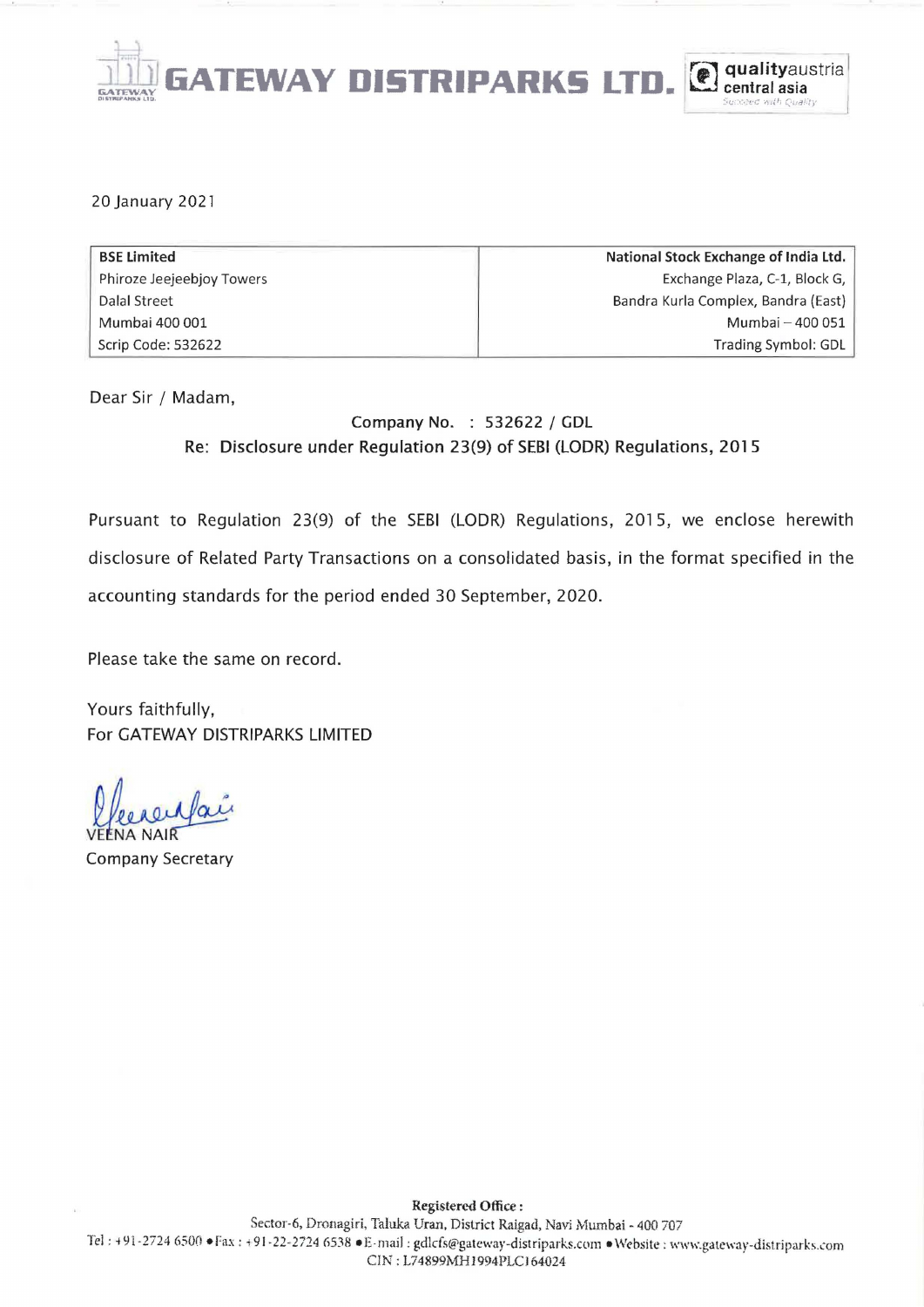# GATEWAY DISTRIPARKS LTD.

20 January 2021

| BSE Limited | National Stock Exchange of India Ltd. |
|---|---|
| Phiroze Jeejeebjoy Towers | Exchange Plaza, C-1, Block G, |
| Dalal Street | Bandra Kurla Complex, Bandra (East) |
| Mumbai 400 001 | Mumbai – 400 051 |
| Scrip Code: 532622 | Trading Symbol: GDL |

Dear Sir / Madam,

Company No. : 532622 / GDL

**Re: Disclosure under Regulation 23(9) of SEBI (LODR) Regulations, 2015**

Pursuant to Regulation 23(9) of the SEBI (LODR) Regulations, 2015, we enclose herewith disclosure of Related Party Transactions on a consolidated basis, in the format specified in the accounting standards for the period ended 30 September, 2020.

Please take the same on record.

Yours faithfully,
For GATEWAY DISTRIPARKS LIMITED

VEENA NAIR
Company Secretary

**Registered Office :**
Sector-6, Dronagiri, Taluka Uran, District Raigad, Navi Mumbai - 400 707
Tel : +91-2724 6500 • Fax : +91-22-2724 6538 • E-mail : gdlcfs@gateway-distriparks.com • Website : www.gateway-distriparks.com
CIN : L74899MH1994PLC164024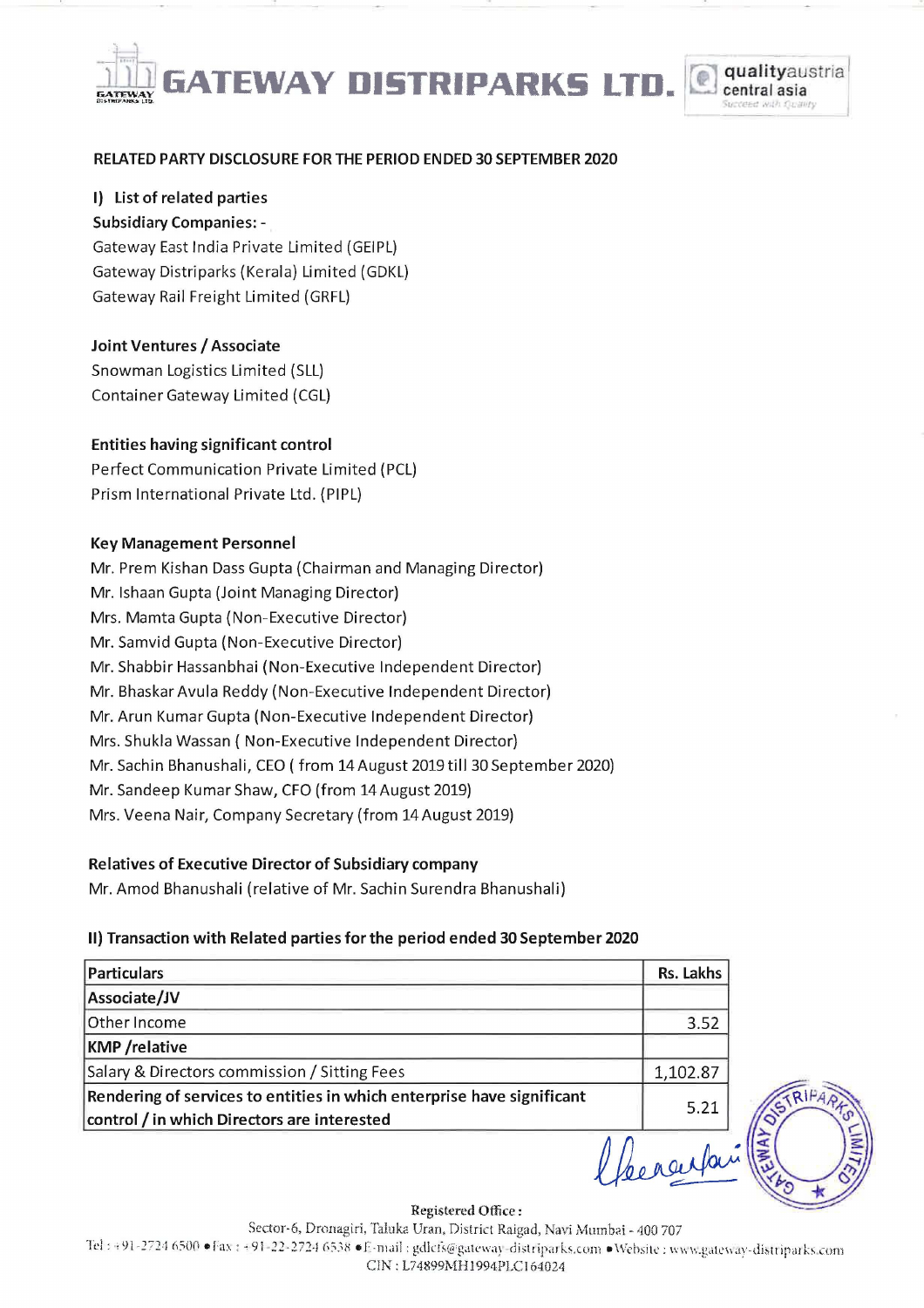# GATEWAY DISTRIPARKS LTD.

## RELATED PARTY DISCLOSURE FOR THE PERIOD ENDED 30 SEPTEMBER 2020

### I) List of related parties

**Subsidiary Companies: -**

Gateway East India Private Limited (GEIPL)
Gateway Distriparks (Kerala) Limited (GDKL)
Gateway Rail Freight Limited (GRFL)

**Joint Ventures / Associate**

Snowman Logistics Limited (SLL)
Container Gateway Limited (CGL)

**Entities having significant control**

Perfect Communication Private Limited (PCL)
Prism International Private Ltd. (PIPL)

**Key Management Personnel**

Mr. Prem Kishan Dass Gupta (Chairman and Managing Director)
Mr. Ishaan Gupta (Joint Managing Director)
Mrs. Mamta Gupta (Non-Executive Director)
Mr. Samvid Gupta (Non-Executive Director)
Mr. Shabbir Hassanbhai (Non-Executive Independent Director)
Mr. Bhaskar Avula Reddy (Non-Executive Independent Director)
Mr. Arun Kumar Gupta (Non-Executive Independent Director)
Mrs. Shukla Wassan ( Non-Executive Independent Director)
Mr. Sachin Bhanushali, CEO ( from 14 August 2019 till 30 September 2020)
Mr. Sandeep Kumar Shaw, CFO (from 14 August 2019)
Mrs. Veena Nair, Company Secretary (from 14 August 2019)

**Relatives of Executive Director of Subsidiary company**

Mr. Amod Bhanushali (relative of Mr. Sachin Surendra Bhanushali)

### II) Transaction with Related parties for the period ended 30 September 2020

| Particulars | Rs. Lakhs |
|---|---|
| **Associate/JV** | |
| Other Income | 3.52 |
| **KMP /relative** | |
| Salary & Directors commission / Sitting Fees | 1,102.87 |
| **Rendering of services to entities in which enterprise have significant control / in which Directors are interested** | 5.21 |

Registered Office :
Sector-6, Dronagiri, Taluka Uran, District Raigad, Navi Mumbai - 400 707
Tel : +91-2724 6500 • Fax : +91-22-2724 6538 • E-mail : gdlcfs@gateway-distriparks.com • Website : www.gateway-distriparks.com
CIN : L74899MH1994PLC164024